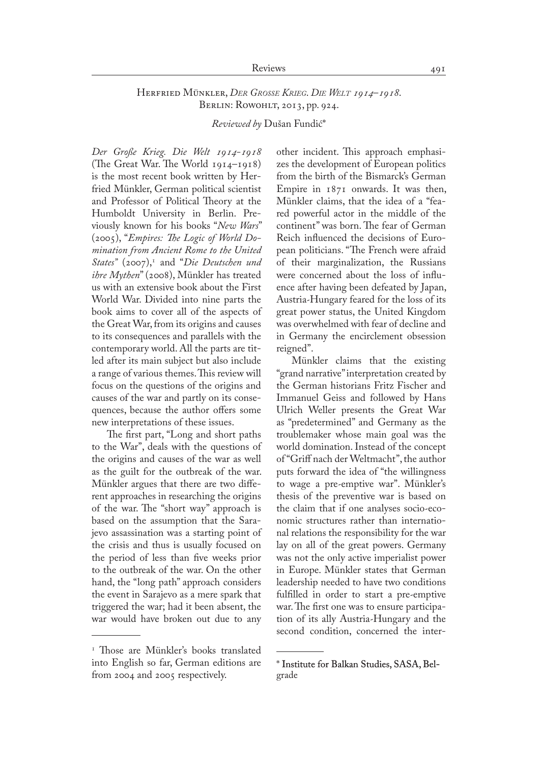Herfried Münkler, *Der Grosse Krieg. Die Welt 1914–1918*. Berlin: Rowohlt, 2013, pp. 924.

*Reviewed by* Dušan Fundić*

*Der Große Krieg. Die Welt 1914–1918* (The Great War. The World 1914–1918) is the most recent book written by Herfried Münkler, German political scientist and Professor of Political Theory at the Humboldt University in Berlin. Previously known for his books "*New Wars*" (2005), "*Empires: The Logic of World Domination from Ancient Rome to the United States*" (2007),[1] and "*Die Deutschen und ihre Mythen*" (2008), Münkler has treated us with an extensive book about the First World War. Divided into nine parts the book aims to cover all of the aspects of the Great War, from its origins and causes to its consequences and parallels with the contemporary world. All the parts are titled after its main subject but also include a range of various themes. This review will focus on the questions of the origins and causes of the war and partly on its consequences, because the author offers some new interpretations of these issues.

The first part, "Long and short paths to the War", deals with the questions of the origins and causes of the war as well as the guilt for the outbreak of the war. Münkler argues that there are two different approaches in researching the origins of the war. The "short way" approach is based on the assumption that the Sarajevo assassination was a starting point of the crisis and thus is usually focused on the period of less than five weeks prior to the outbreak of the war. On the other hand, the "long path" approach considers the event in Sarajevo as a mere spark that triggered the war; had it been absent, the war would have broken out due to any other incident. This approach emphasizes the development of European politics from the birth of the Bismarck's German Empire in 1871 onwards. It was then, Münkler claims, that the idea of a "feared powerful actor in the middle of the continent" was born. The fear of German Reich influenced the decisions of European politicians. "The French were afraid of their marginalization, the Russians were concerned about the loss of influence after having been defeated by Japan, Austria-Hungary feared for the loss of its great power status, the United Kingdom was overwhelmed with fear of decline and in Germany the encirclement obsession reigned".

Münkler claims that the existing "grand narrative" interpretation created by the German historians Fritz Fischer and Immanuel Geiss and followed by Hans Ulrich Weller presents the Great War as "predetermined" and Germany as the troublemaker whose main goal was the world domination. Instead of the concept of "Griff nach der Weltmacht", the author puts forward the idea of "the willingness to wage a pre-emptive war". Münkler's thesis of the preventive war is based on the claim that if one analyses socio-economic structures rather than international relations the responsibility for the war lay on all of the great powers. Germany was not the only active imperialist power in Europe. Münkler states that German leadership needed to have two conditions fulfilled in order to start a pre-emptive war. The first one was to ensure participation of its ally Austria-Hungary and the second condition, concerned the inter-

---

[1] Those are Münkler's books translated into English so far, German editions are from 2004 and 2005 respectively.

\* Institute for Balkan Studies, SASA, Belgrade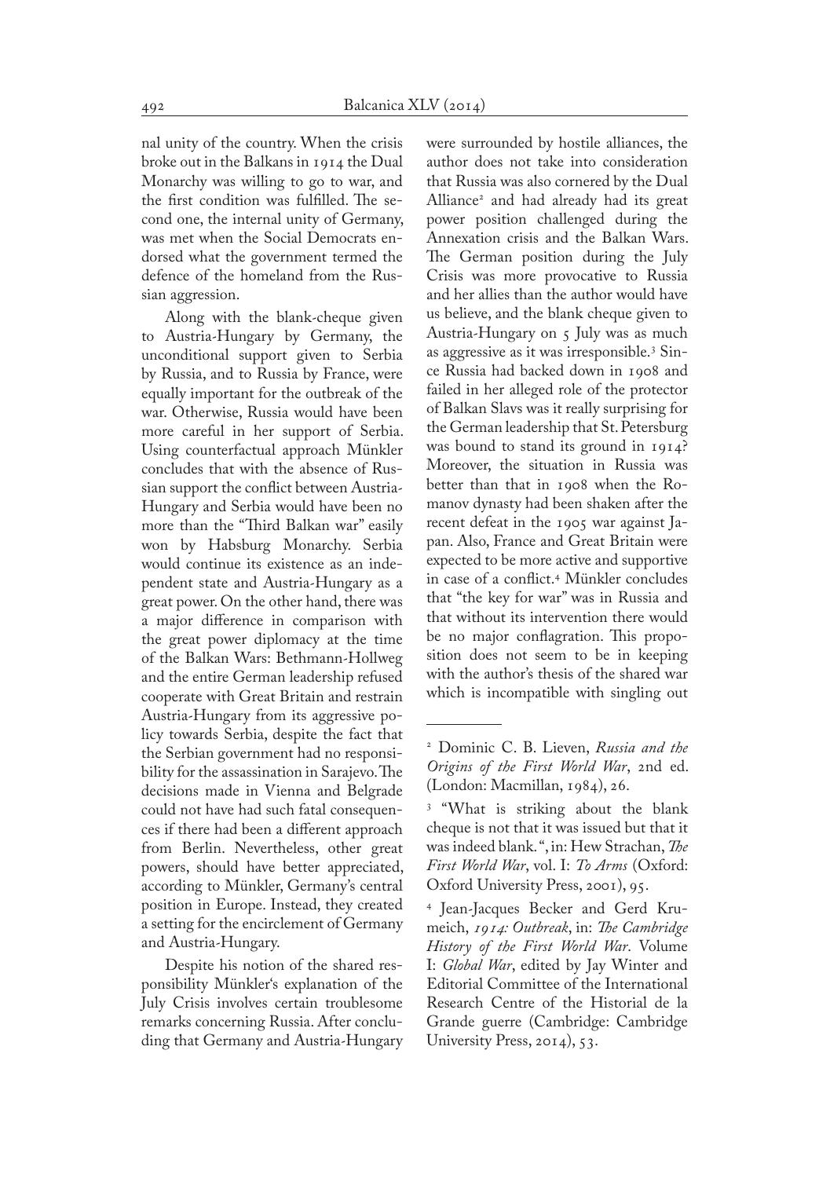nal unity of the country. When the crisis broke out in the Balkans in 1914 the Dual Monarchy was willing to go to war, and the first condition was fulfilled. The second one, the internal unity of Germany, was met when the Social Democrats endorsed what the government termed the defence of the homeland from the Russian aggression.

Along with the blank-cheque given to Austria-Hungary by Germany, the unconditional support given to Serbia by Russia, and to Russia by France, were equally important for the outbreak of the war. Otherwise, Russia would have been more careful in her support of Serbia. Using counterfactual approach Münkler concludes that with the absence of Russian support the conflict between Austria-Hungary and Serbia would have been no more than the "Third Balkan war" easily won by Habsburg Monarchy. Serbia would continue its existence as an independent state and Austria-Hungary as a great power. On the other hand, there was a major difference in comparison with the great power diplomacy at the time of the Balkan Wars: Bethmann-Hollweg and the entire German leadership refused cooperate with Great Britain and restrain Austria-Hungary from its aggressive policy towards Serbia, despite the fact that the Serbian government had no responsibility for the assassination in Sarajevo. The decisions made in Vienna and Belgrade could not have had such fatal consequences if there had been a different approach from Berlin. Nevertheless, other great powers, should have better appreciated, according to Münkler, Germany's central position in Europe. Instead, they created a setting for the encirclement of Germany and Austria-Hungary.

Despite his notion of the shared responsibility Münkler's explanation of the July Crisis involves certain troublesome remarks concerning Russia. After concluding that Germany and Austria-Hungary were surrounded by hostile alliances, the author does not take into consideration that Russia was also cornered by the Dual Alliance[2] and had already had its great power position challenged during the Annexation crisis and the Balkan Wars. The German position during the July Crisis was more provocative to Russia and her allies than the author would have us believe, and the blank cheque given to Austria-Hungary on 5 July was as much as aggressive as it was irresponsible.[3] Since Russia had backed down in 1908 and failed in her alleged role of the protector of Balkan Slavs was it really surprising for the German leadership that St. Petersburg was bound to stand its ground in 1914? Moreover, the situation in Russia was better than that in 1908 when the Romanov dynasty had been shaken after the recent defeat in the 1905 war against Japan. Also, France and Great Britain were expected to be more active and supportive in case of a conflict.[4] Münkler concludes that "the key for war" was in Russia and that without its intervention there would be no major conflagration. This proposition does not seem to be in keeping with the author's thesis of the shared war which is incompatible with singling out

---

[2] Dominic C. B. Lieven, *Russia and the Origins of the First World War*, 2nd ed. (London: Macmillan, 1984), 26.

[3] "What is striking about the blank cheque is not that it was issued but that it was indeed blank.", in: Hew Strachan, *The First World War*, vol. I: *To Arms* (Oxford: Oxford University Press, 2001), 95.

[4] Jean-Jacques Becker and Gerd Krumeich, *1914: Outbreak*, in: *The Cambridge History of the First World War*. Volume I: *Global War*, edited by Jay Winter and Editorial Committee of the International Research Centre of the Historial de la Grande guerre (Cambridge: Cambridge University Press, 2014), 53.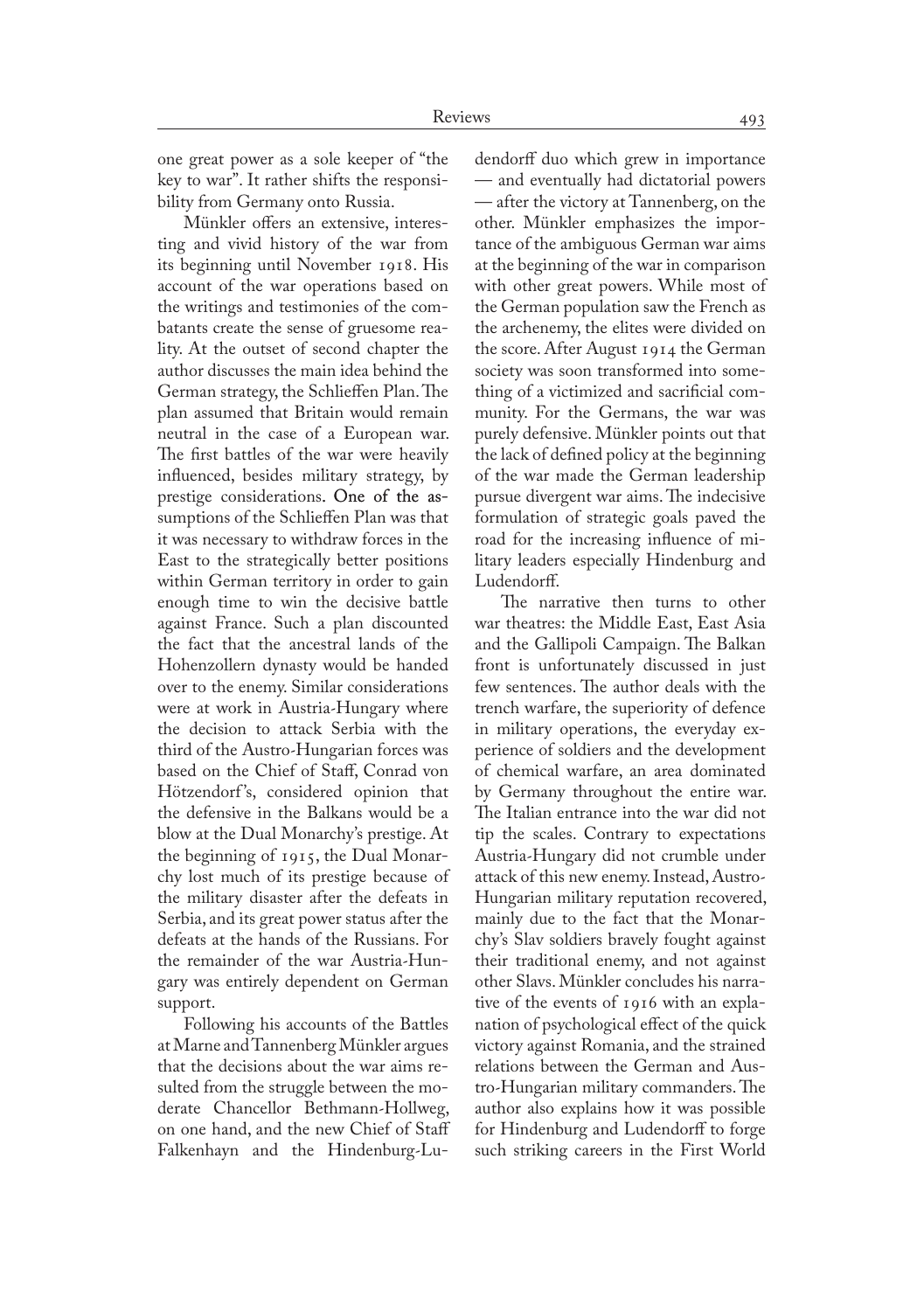one great power as a sole keeper of "the key to war". It rather shifts the responsibility from Germany onto Russia.

Münkler offers an extensive, interesting and vivid history of the war from its beginning until November 1918. His account of the war operations based on the writings and testimonies of the combatants create the sense of gruesome reality. At the outset of second chapter the author discusses the main idea behind the German strategy, the Schlieffen Plan. The plan assumed that Britain would remain neutral in the case of a European war. The first battles of the war were heavily influenced, besides military strategy, by prestige considerations. One of the assumptions of the Schlieffen Plan was that it was necessary to withdraw forces in the East to the strategically better positions within German territory in order to gain enough time to win the decisive battle against France. Such a plan discounted the fact that the ancestral lands of the Hohenzollern dynasty would be handed over to the enemy. Similar considerations were at work in Austria-Hungary where the decision to attack Serbia with the third of the Austro-Hungarian forces was based on the Chief of Staff, Conrad von Hötzendorf's, considered opinion that the defensive in the Balkans would be a blow at the Dual Monarchy's prestige. At the beginning of 1915, the Dual Monarchy lost much of its prestige because of the military disaster after the defeats in Serbia, and its great power status after the defeats at the hands of the Russians. For the remainder of the war Austria-Hungary was entirely dependent on German support.

Following his accounts of the Battles at Marne and Tannenberg Münkler argues that the decisions about the war aims resulted from the struggle between the moderate Chancellor Bethmann-Hollweg, on one hand, and the new Chief of Staff Falkenhayn and the Hindenburg-Ludendorff duo which grew in importance — and eventually had dictatorial powers — after the victory at Tannenberg, on the other. Münkler emphasizes the importance of the ambiguous German war aims at the beginning of the war in comparison with other great powers. While most of the German population saw the French as the archenemy, the elites were divided on the score. After August 1914 the German society was soon transformed into something of a victimized and sacrificial community. For the Germans, the war was purely defensive. Münkler points out that the lack of defined policy at the beginning of the war made the German leadership pursue divergent war aims. The indecisive formulation of strategic goals paved the road for the increasing influence of military leaders especially Hindenburg and Ludendorff.

The narrative then turns to other war theatres: the Middle East, East Asia and the Gallipoli Campaign. The Balkan front is unfortunately discussed in just few sentences. The author deals with the trench warfare, the superiority of defence in military operations, the everyday experience of soldiers and the development of chemical warfare, an area dominated by Germany throughout the entire war. The Italian entrance into the war did not tip the scales. Contrary to expectations Austria-Hungary did not crumble under attack of this new enemy. Instead, Austro-Hungarian military reputation recovered, mainly due to the fact that the Monarchy's Slav soldiers bravely fought against their traditional enemy, and not against other Slavs. Münkler concludes his narrative of the events of 1916 with an explanation of psychological effect of the quick victory against Romania, and the strained relations between the German and Austro-Hungarian military commanders. The author also explains how it was possible for Hindenburg and Ludendorff to forge such striking careers in the First World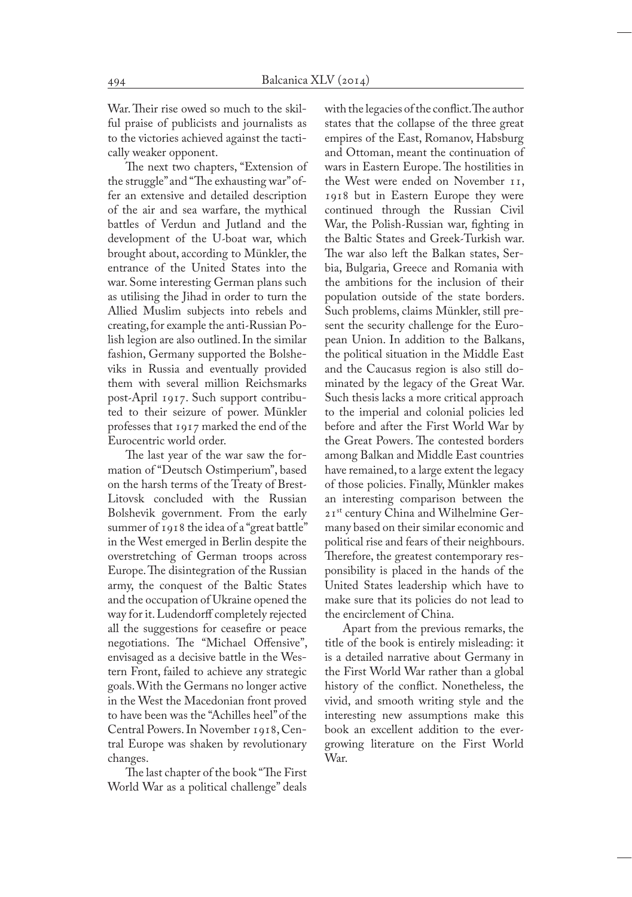War. Their rise owed so much to the skilful praise of publicists and journalists as to the victories achieved against the tactically weaker opponent.

The next two chapters, "Extension of the struggle" and "The exhausting war" offer an extensive and detailed description of the air and sea warfare, the mythical battles of Verdun and Jutland and the development of the U-boat war, which brought about, according to Münkler, the entrance of the United States into the war. Some interesting German plans such as utilising the Jihad in order to turn the Allied Muslim subjects into rebels and creating, for example the anti-Russian Polish legion are also outlined. In the similar fashion, Germany supported the Bolsheviks in Russia and eventually provided them with several million Reichsmarks post-April 1917. Such support contributed to their seizure of power. Münkler professes that 1917 marked the end of the Eurocentric world order.

The last year of the war saw the formation of "Deutsch Ostimperium", based on the harsh terms of the Treaty of Brest-Litovsk concluded with the Russian Bolshevik government. From the early summer of 1918 the idea of a "great battle" in the West emerged in Berlin despite the overstretching of German troops across Europe. The disintegration of the Russian army, the conquest of the Baltic States and the occupation of Ukraine opened the way for it. Ludendorff completely rejected all the suggestions for ceasefire or peace negotiations. The "Michael Offensive", envisaged as a decisive battle in the Western Front, failed to achieve any strategic goals. With the Germans no longer active in the West the Macedonian front proved to have been was the "Achilles heel" of the Central Powers. In November 1918, Central Europe was shaken by revolutionary changes.

The last chapter of the book "The First World War as a political challenge" deals with the legacies of the conflict. The author states that the collapse of the three great empires of the East, Romanov, Habsburg and Ottoman, meant the continuation of wars in Eastern Europe. The hostilities in the West were ended on November 11, 1918 but in Eastern Europe they were continued through the Russian Civil War, the Polish-Russian war, fighting in the Baltic States and Greek-Turkish war. The war also left the Balkan states, Serbia, Bulgaria, Greece and Romania with the ambitions for the inclusion of their population outside of the state borders. Such problems, claims Münkler, still present the security challenge for the European Union. In addition to the Balkans, the political situation in the Middle East and the Caucasus region is also still dominated by the legacy of the Great War. Such thesis lacks a more critical approach to the imperial and colonial policies led before and after the First World War by the Great Powers. The contested borders among Balkan and Middle East countries have remained, to a large extent the legacy of those policies. Finally, Münkler makes an interesting comparison between the 21st century China and Wilhelmine Germany based on their similar economic and political rise and fears of their neighbours. Therefore, the greatest contemporary responsibility is placed in the hands of the United States leadership which have to make sure that its policies do not lead to the encirclement of China.

Apart from the previous remarks, the title of the book is entirely misleading: it is a detailed narrative about Germany in the First World War rather than a global history of the conflict. Nonetheless, the vivid, and smooth writing style and the interesting new assumptions make this book an excellent addition to the ever-growing literature on the First World War.